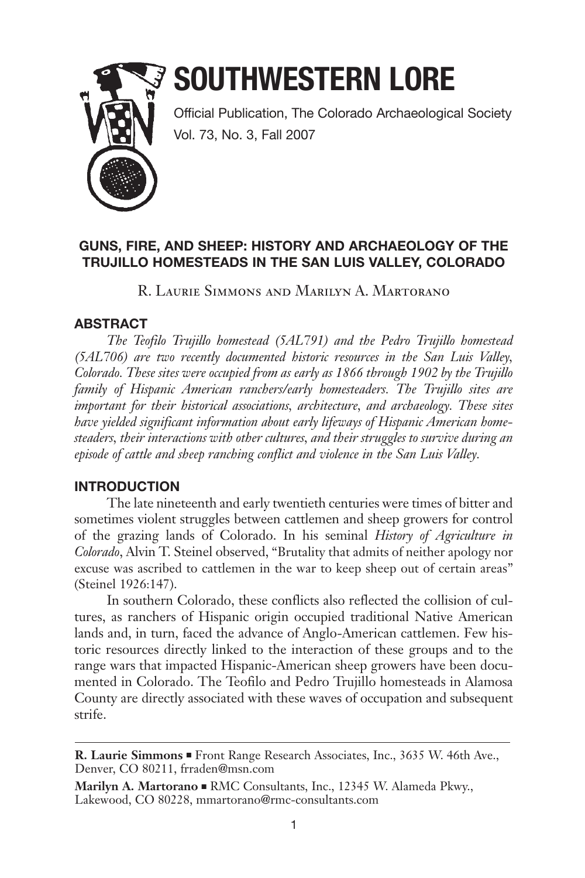# SOUTHWESTERN LORE

Official Publication, The Colorado Archaeological Society
Vol. 73, No. 3, Fall 2007

## GUNS, FIRE, AND SHEEP: HISTORY AND ARCHAEOLOGY OF THE TRUJILLO HOMESTEADS IN THE SAN LUIS VALLEY, COLORADO

R. Laurie Simmons and Marilyn A. Martorano

### ABSTRACT

*The Teofilo Trujillo homestead (5AL791) and the Pedro Trujillo homestead (5AL706) are two recently documented historic resources in the San Luis Valley, Colorado. These sites were occupied from as early as 1866 through 1902 by the Trujillo family of Hispanic American ranchers/early homesteaders. The Trujillo sites are important for their historical associations, architecture, and archaeology. These sites have yielded significant information about early lifeways of Hispanic American homesteaders, their interactions with other cultures, and their struggles to survive during an episode of cattle and sheep ranching conflict and violence in the San Luis Valley.*

### INTRODUCTION

The late nineteenth and early twentieth centuries were times of bitter and sometimes violent struggles between cattlemen and sheep growers for control of the grazing lands of Colorado. In his seminal *History of Agriculture in Colorado*, Alvin T. Steinel observed, "Brutality that admits of neither apology nor excuse was ascribed to cattlemen in the war to keep sheep out of certain areas" (Steinel 1926:147).

In southern Colorado, these conflicts also reflected the collision of cultures, as ranchers of Hispanic origin occupied traditional Native American lands and, in turn, faced the advance of Anglo-American cattlemen. Few historic resources directly linked to the interaction of these groups and to the range wars that impacted Hispanic-American sheep growers have been documented in Colorado. The Teofilo and Pedro Trujillo homesteads in Alamosa County are directly associated with these waves of occupation and subsequent strife.

---

**R. Laurie Simmons** ■ Front Range Research Associates, Inc., 3635 W. 46th Ave., Denver, CO 80211, frraden@msn.com

**Marilyn A. Martorano** ■ RMC Consultants, Inc., 12345 W. Alameda Pkwy., Lakewood, CO 80228, mmartorano@rmc-consultants.com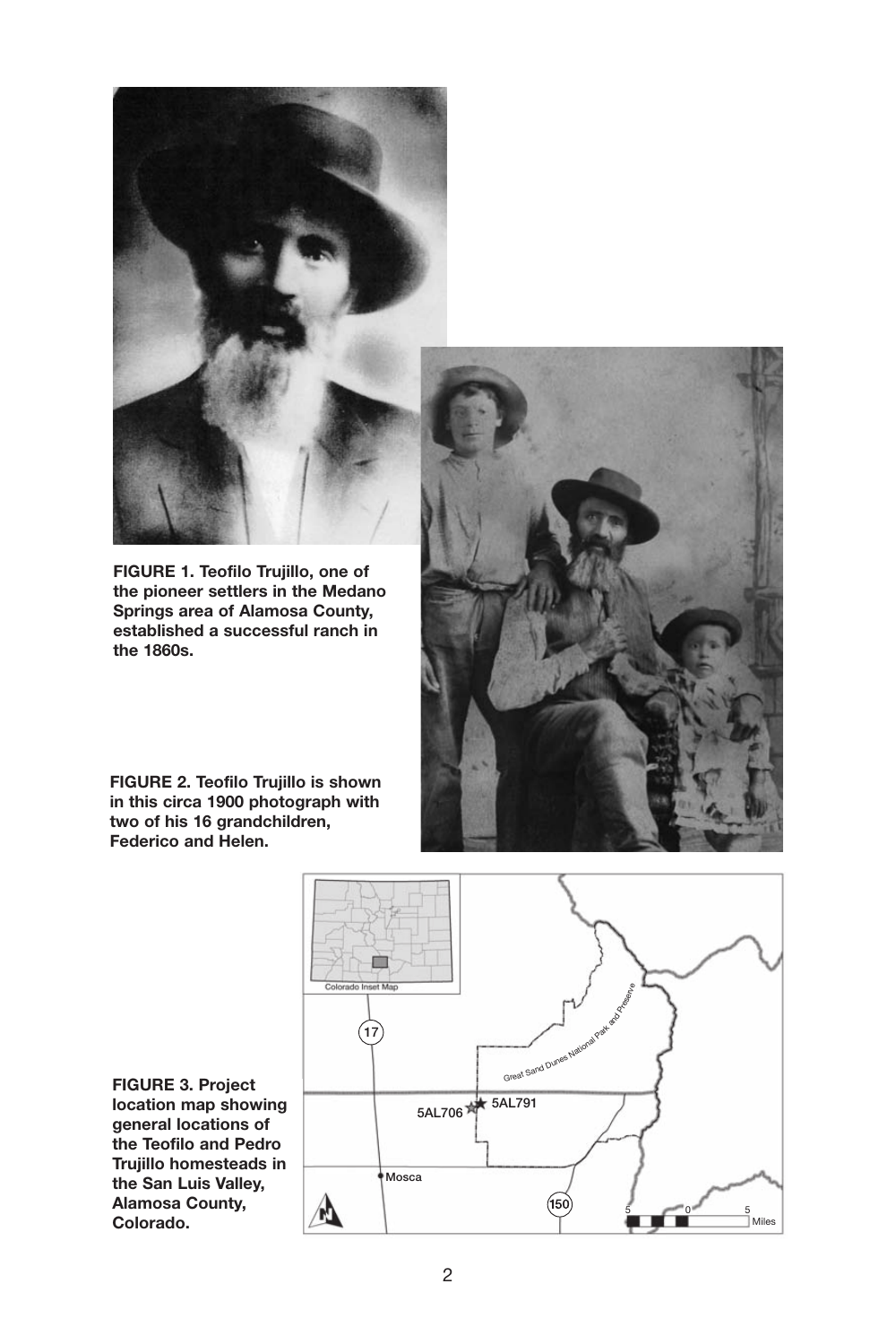FIGURE 1. Teofilo Trujillo, one of the pioneer settlers in the Medano Springs area of Alamosa County, established a successful ranch in the 1860s.

FIGURE 2. Teofilo Trujillo is shown in this circa 1900 photograph with two of his 16 grandchildren, Federico and Helen.

Colorado Inset Map

17

Great Sand Dunes National Park and Preserve

5AL706

5AL791

Mosca

150

5 0 5

Miles

FIGURE 3. Project location map showing general locations of the Teofilo and Pedro Trujillo homesteads in the San Luis Valley, Alamosa County, Colorado.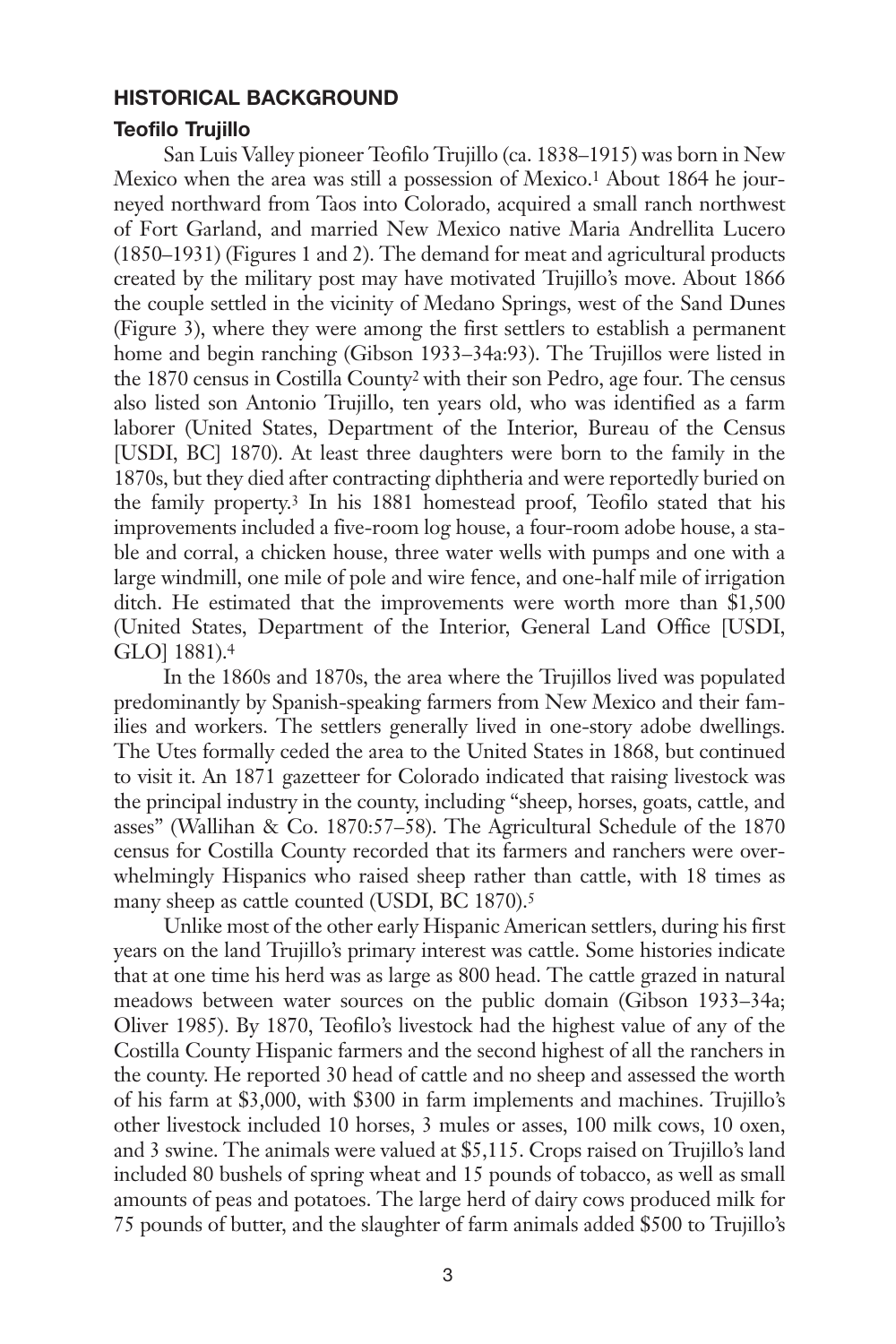## HISTORICAL BACKGROUND

### Teofilo Trujillo

San Luis Valley pioneer Teofilo Trujillo (ca. 1838–1915) was born in New Mexico when the area was still a possession of Mexico.[1] About 1864 he journeyed northward from Taos into Colorado, acquired a small ranch northwest of Fort Garland, and married New Mexico native Maria Andrellita Lucero (1850–1931) (Figures 1 and 2). The demand for meat and agricultural products created by the military post may have motivated Trujillo's move. About 1866 the couple settled in the vicinity of Medano Springs, west of the Sand Dunes (Figure 3), where they were among the first settlers to establish a permanent home and begin ranching (Gibson 1933–34a:93). The Trujillos were listed in the 1870 census in Costilla County[2] with their son Pedro, age four. The census also listed son Antonio Trujillo, ten years old, who was identified as a farm laborer (United States, Department of the Interior, Bureau of the Census [USDI, BC] 1870). At least three daughters were born to the family in the 1870s, but they died after contracting diphtheria and were reportedly buried on the family property.[3] In his 1881 homestead proof, Teofilo stated that his improvements included a five-room log house, a four-room adobe house, a stable and corral, a chicken house, three water wells with pumps and one with a large windmill, one mile of pole and wire fence, and one-half mile of irrigation ditch. He estimated that the improvements were worth more than $1,500 (United States, Department of the Interior, General Land Office [USDI, GLO] 1881).[4]

In the 1860s and 1870s, the area where the Trujillos lived was populated predominantly by Spanish-speaking farmers from New Mexico and their families and workers. The settlers generally lived in one-story adobe dwellings. The Utes formally ceded the area to the United States in 1868, but continued to visit it. An 1871 gazetteer for Colorado indicated that raising livestock was the principal industry in the county, including "sheep, horses, goats, cattle, and asses" (Wallihan & Co. 1870:57–58). The Agricultural Schedule of the 1870 census for Costilla County recorded that its farmers and ranchers were overwhelmingly Hispanics who raised sheep rather than cattle, with 18 times as many sheep as cattle counted (USDI, BC 1870).[5]

Unlike most of the other early Hispanic American settlers, during his first years on the land Trujillo's primary interest was cattle. Some histories indicate that at one time his herd was as large as 800 head. The cattle grazed in natural meadows between water sources on the public domain (Gibson 1933–34a; Oliver 1985). By 1870, Teofilo's livestock had the highest value of any of the Costilla County Hispanic farmers and the second highest of all the ranchers in the county. He reported 30 head of cattle and no sheep and assessed the worth of his farm at $3,000, with $300 in farm implements and machines. Trujillo's other livestock included 10 horses, 3 mules or asses, 100 milk cows, 10 oxen, and 3 swine. The animals were valued at $5,115. Crops raised on Trujillo's land included 80 bushels of spring wheat and 15 pounds of tobacco, as well as small amounts of peas and potatoes. The large herd of dairy cows produced milk for 75 pounds of butter, and the slaughter of farm animals added $500 to Trujillo's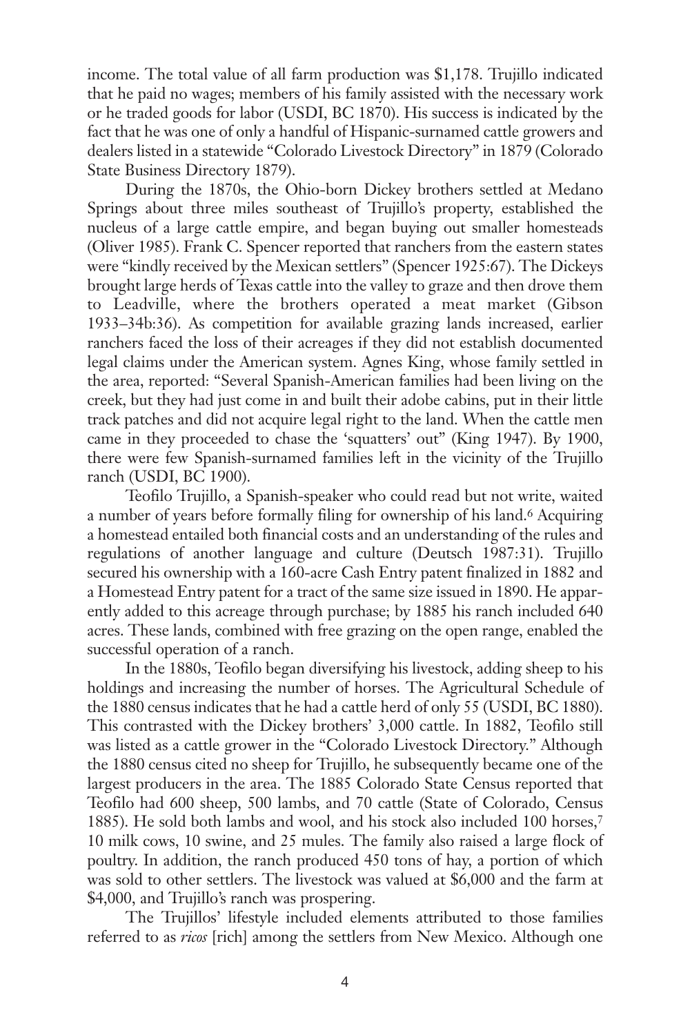income. The total value of all farm production was $1,178. Trujillo indicated that he paid no wages; members of his family assisted with the necessary work or he traded goods for labor (USDI, BC 1870). His success is indicated by the fact that he was one of only a handful of Hispanic-surnamed cattle growers and dealers listed in a statewide "Colorado Livestock Directory" in 1879 (Colorado State Business Directory 1879).

During the 1870s, the Ohio-born Dickey brothers settled at Medano Springs about three miles southeast of Trujillo's property, established the nucleus of a large cattle empire, and began buying out smaller homesteads (Oliver 1985). Frank C. Spencer reported that ranchers from the eastern states were "kindly received by the Mexican settlers" (Spencer 1925:67). The Dickeys brought large herds of Texas cattle into the valley to graze and then drove them to Leadville, where the brothers operated a meat market (Gibson 1933–34b:36). As competition for available grazing lands increased, earlier ranchers faced the loss of their acreages if they did not establish documented legal claims under the American system. Agnes King, whose family settled in the area, reported: "Several Spanish-American families had been living on the creek, but they had just come in and built their adobe cabins, put in their little track patches and did not acquire legal right to the land. When the cattle men came in they proceeded to chase the 'squatters' out" (King 1947). By 1900, there were few Spanish-surnamed families left in the vicinity of the Trujillo ranch (USDI, BC 1900).

Teofilo Trujillo, a Spanish-speaker who could read but not write, waited a number of years before formally filing for ownership of his land.[6] Acquiring a homestead entailed both financial costs and an understanding of the rules and regulations of another language and culture (Deutsch 1987:31). Trujillo secured his ownership with a 160-acre Cash Entry patent finalized in 1882 and a Homestead Entry patent for a tract of the same size issued in 1890. He apparently added to this acreage through purchase; by 1885 his ranch included 640 acres. These lands, combined with free grazing on the open range, enabled the successful operation of a ranch.

In the 1880s, Teofilo began diversifying his livestock, adding sheep to his holdings and increasing the number of horses. The Agricultural Schedule of the 1880 census indicates that he had a cattle herd of only 55 (USDI, BC 1880). This contrasted with the Dickey brothers' 3,000 cattle. In 1882, Teofilo still was listed as a cattle grower in the "Colorado Livestock Directory." Although the 1880 census cited no sheep for Trujillo, he subsequently became one of the largest producers in the area. The 1885 Colorado State Census reported that Teofilo had 600 sheep, 500 lambs, and 70 cattle (State of Colorado, Census 1885). He sold both lambs and wool, and his stock also included 100 horses,[7] 10 milk cows, 10 swine, and 25 mules. The family also raised a large flock of poultry. In addition, the ranch produced 450 tons of hay, a portion of which was sold to other settlers. The livestock was valued at $6,000 and the farm at $4,000, and Trujillo's ranch was prospering.

The Trujillos' lifestyle included elements attributed to those families referred to as *ricos* [rich] among the settlers from New Mexico. Although one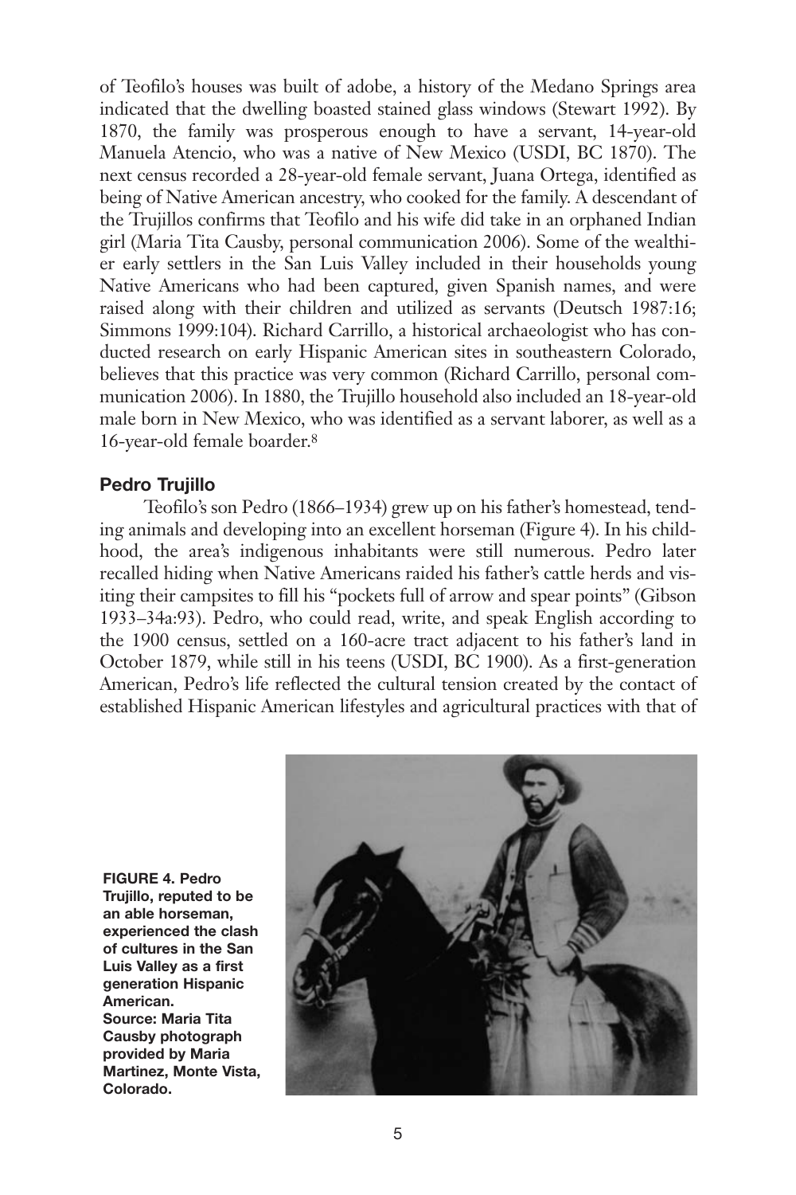of Teofilo's houses was built of adobe, a history of the Medano Springs area indicated that the dwelling boasted stained glass windows (Stewart 1992). By 1870, the family was prosperous enough to have a servant, 14-year-old Manuela Atencio, who was a native of New Mexico (USDI, BC 1870). The next census recorded a 28-year-old female servant, Juana Ortega, identified as being of Native American ancestry, who cooked for the family. A descendant of the Trujillos confirms that Teofilo and his wife did take in an orphaned Indian girl (Maria Tita Causby, personal communication 2006). Some of the wealthier early settlers in the San Luis Valley included in their households young Native Americans who had been captured, given Spanish names, and were raised along with their children and utilized as servants (Deutsch 1987:16; Simmons 1999:104). Richard Carrillo, a historical archaeologist who has conducted research on early Hispanic American sites in southeastern Colorado, believes that this practice was very common (Richard Carrillo, personal communication 2006). In 1880, the Trujillo household also included an 18-year-old male born in New Mexico, who was identified as a servant laborer, as well as a 16-year-old female boarder.[8]

### Pedro Trujillo

Teofilo's son Pedro (1866–1934) grew up on his father's homestead, tending animals and developing into an excellent horseman (Figure 4). In his childhood, the area's indigenous inhabitants were still numerous. Pedro later recalled hiding when Native Americans raided his father's cattle herds and visiting their campsites to fill his "pockets full of arrow and spear points" (Gibson 1933–34a:93). Pedro, who could read, write, and speak English according to the 1900 census, settled on a 160-acre tract adjacent to his father's land in October 1879, while still in his teens (USDI, BC 1900). As a first-generation American, Pedro's life reflected the cultural tension created by the contact of established Hispanic American lifestyles and agricultural practices with that of

**FIGURE 4. Pedro Trujillo, reputed to be an able horseman, experienced the clash of cultures in the San Luis Valley as a first generation Hispanic American. Source: Maria Tita Causby photograph provided by Maria Martinez, Monte Vista, Colorado.**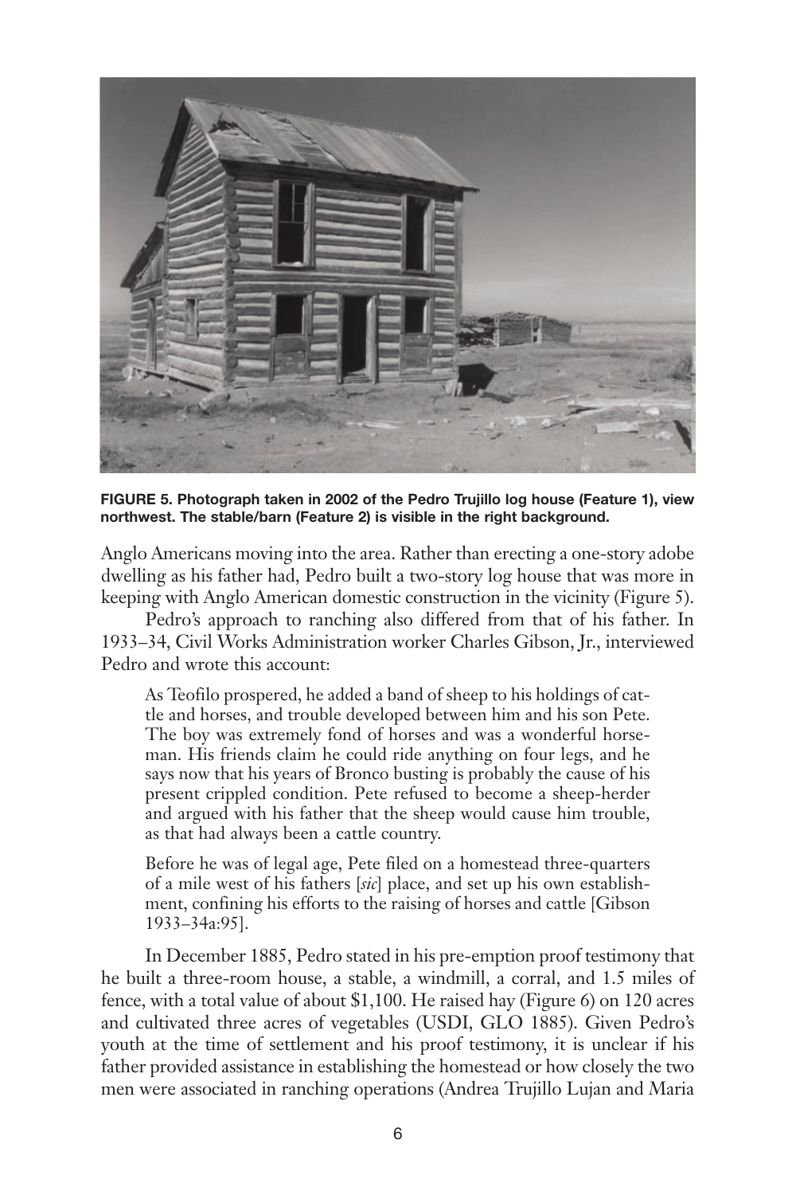**FIGURE 5. Photograph taken in 2002 of the Pedro Trujillo log house (Feature 1), view northwest. The stable/barn (Feature 2) is visible in the right background.**

Anglo Americans moving into the area. Rather than erecting a one-story adobe dwelling as his father had, Pedro built a two-story log house that was more in keeping with Anglo American domestic construction in the vicinity (Figure 5).

Pedro's approach to ranching also differed from that of his father. In 1933–34, Civil Works Administration worker Charles Gibson, Jr., interviewed Pedro and wrote this account:

> As Teofilo prospered, he added a band of sheep to his holdings of cattle and horses, and trouble developed between him and his son Pete. The boy was extremely fond of horses and was a wonderful horseman. His friends claim he could ride anything on four legs, and he says now that his years of Bronco busting is probably the cause of his present crippled condition. Pete refused to become a sheep-herder and argued with his father that the sheep would cause him trouble, as that had always been a cattle country.
>
> Before he was of legal age, Pete filed on a homestead three-quarters of a mile west of his fathers [*sic*] place, and set up his own establishment, confining his efforts to the raising of horses and cattle [Gibson 1933–34a:95].

In December 1885, Pedro stated in his pre-emption proof testimony that he built a three-room house, a stable, a windmill, a corral, and 1.5 miles of fence, with a total value of about $1,100. He raised hay (Figure 6) on 120 acres and cultivated three acres of vegetables (USDI, GLO 1885). Given Pedro's youth at the time of settlement and his proof testimony, it is unclear if his father provided assistance in establishing the homestead or how closely the two men were associated in ranching operations (Andrea Trujillo Lujan and Maria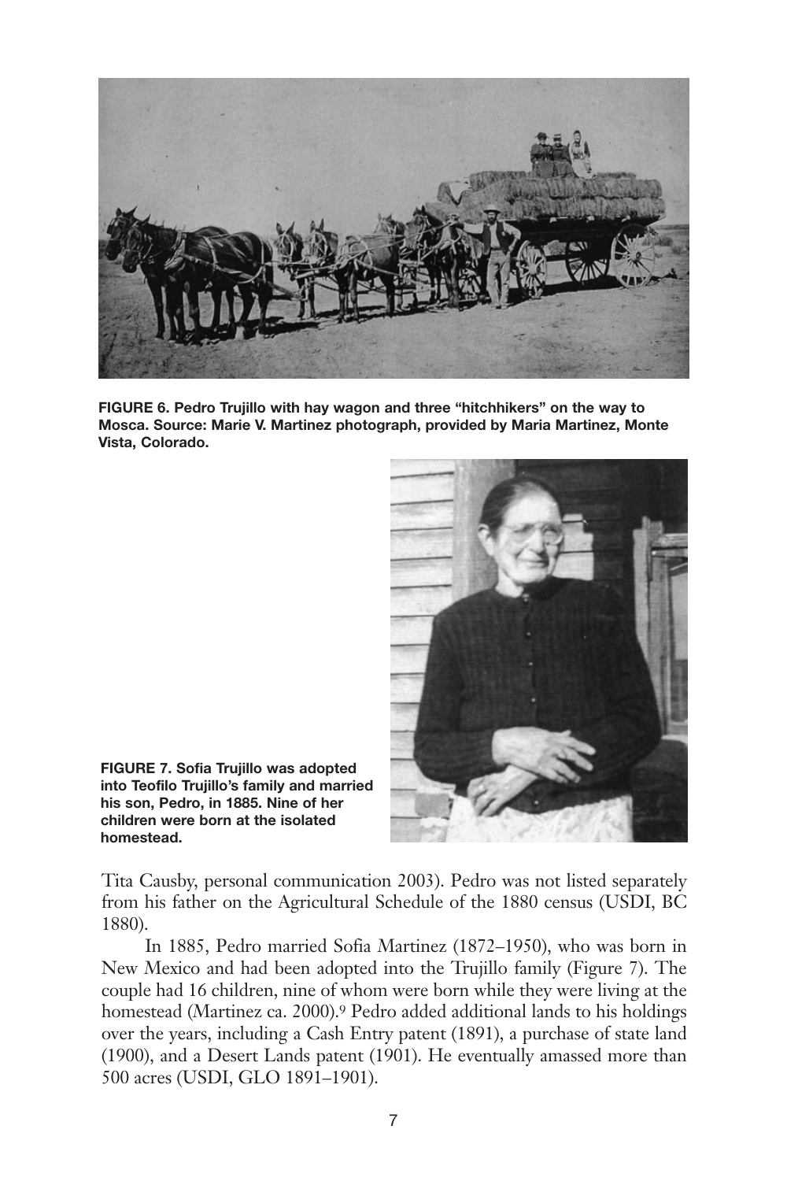**FIGURE 6. Pedro Trujillo with hay wagon and three "hitchhikers" on the way to Mosca. Source: Marie V. Martinez photograph, provided by Maria Martinez, Monte Vista, Colorado.**

**FIGURE 7. Sofia Trujillo was adopted into Teofilo Trujillo's family and married his son, Pedro, in 1885. Nine of her children were born at the isolated homestead.**

Tita Causby, personal communication 2003). Pedro was not listed separately from his father on the Agricultural Schedule of the 1880 census (USDI, BC 1880).

In 1885, Pedro married Sofia Martinez (1872–1950), who was born in New Mexico and had been adopted into the Trujillo family (Figure 7). The couple had 16 children, nine of whom were born while they were living at the homestead (Martinez ca. 2000).[9] Pedro added additional lands to his holdings over the years, including a Cash Entry patent (1891), a purchase of state land (1900), and a Desert Lands patent (1901). He eventually amassed more than 500 acres (USDI, GLO 1891–1901).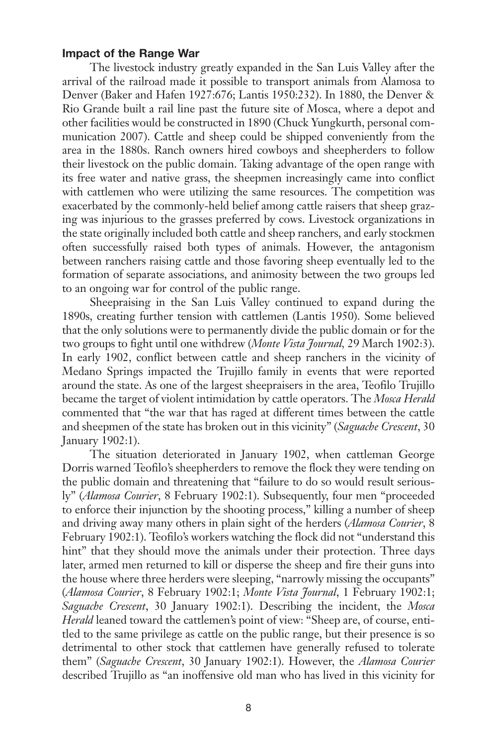### Impact of the Range War

The livestock industry greatly expanded in the San Luis Valley after the arrival of the railroad made it possible to transport animals from Alamosa to Denver (Baker and Hafen 1927:676; Lantis 1950:232). In 1880, the Denver & Rio Grande built a rail line past the future site of Mosca, where a depot and other facilities would be constructed in 1890 (Chuck Yungkurth, personal communication 2007). Cattle and sheep could be shipped conveniently from the area in the 1880s. Ranch owners hired cowboys and sheepherders to follow their livestock on the public domain. Taking advantage of the open range with its free water and native grass, the sheepmen increasingly came into conflict with cattlemen who were utilizing the same resources. The competition was exacerbated by the commonly-held belief among cattle raisers that sheep grazing was injurious to the grasses preferred by cows. Livestock organizations in the state originally included both cattle and sheep ranchers, and early stockmen often successfully raised both types of animals. However, the antagonism between ranchers raising cattle and those favoring sheep eventually led to the formation of separate associations, and animosity between the two groups led to an ongoing war for control of the public range.

Sheepraising in the San Luis Valley continued to expand during the 1890s, creating further tension with cattlemen (Lantis 1950). Some believed that the only solutions were to permanently divide the public domain or for the two groups to fight until one withdrew (*Monte Vista Journal*, 29 March 1902:3). In early 1902, conflict between cattle and sheep ranchers in the vicinity of Medano Springs impacted the Trujillo family in events that were reported around the state. As one of the largest sheepraisers in the area, Teofilo Trujillo became the target of violent intimidation by cattle operators. The *Mosca Herald* commented that "the war that has raged at different times between the cattle and sheepmen of the state has broken out in this vicinity" (*Saguache Crescent*, 30 January 1902:1).

The situation deteriorated in January 1902, when cattleman George Dorris warned Teofilo's sheepherders to remove the flock they were tending on the public domain and threatening that "failure to do so would result seriously" (*Alamosa Courier*, 8 February 1902:1). Subsequently, four men "proceeded to enforce their injunction by the shooting process," killing a number of sheep and driving away many others in plain sight of the herders (*Alamosa Courier*, 8 February 1902:1). Teofilo's workers watching the flock did not "understand this hint" that they should move the animals under their protection. Three days later, armed men returned to kill or disperse the sheep and fire their guns into the house where three herders were sleeping, "narrowly missing the occupants" (*Alamosa Courier*, 8 February 1902:1; *Monte Vista Journal*, 1 February 1902:1; *Saguache Crescent*, 30 January 1902:1). Describing the incident, the *Mosca Herald* leaned toward the cattlemen's point of view: "Sheep are, of course, entitled to the same privilege as cattle on the public range, but their presence is so detrimental to other stock that cattlemen have generally refused to tolerate them" (*Saguache Crescent*, 30 January 1902:1). However, the *Alamosa Courier* described Trujillo as "an inoffensive old man who has lived in this vicinity for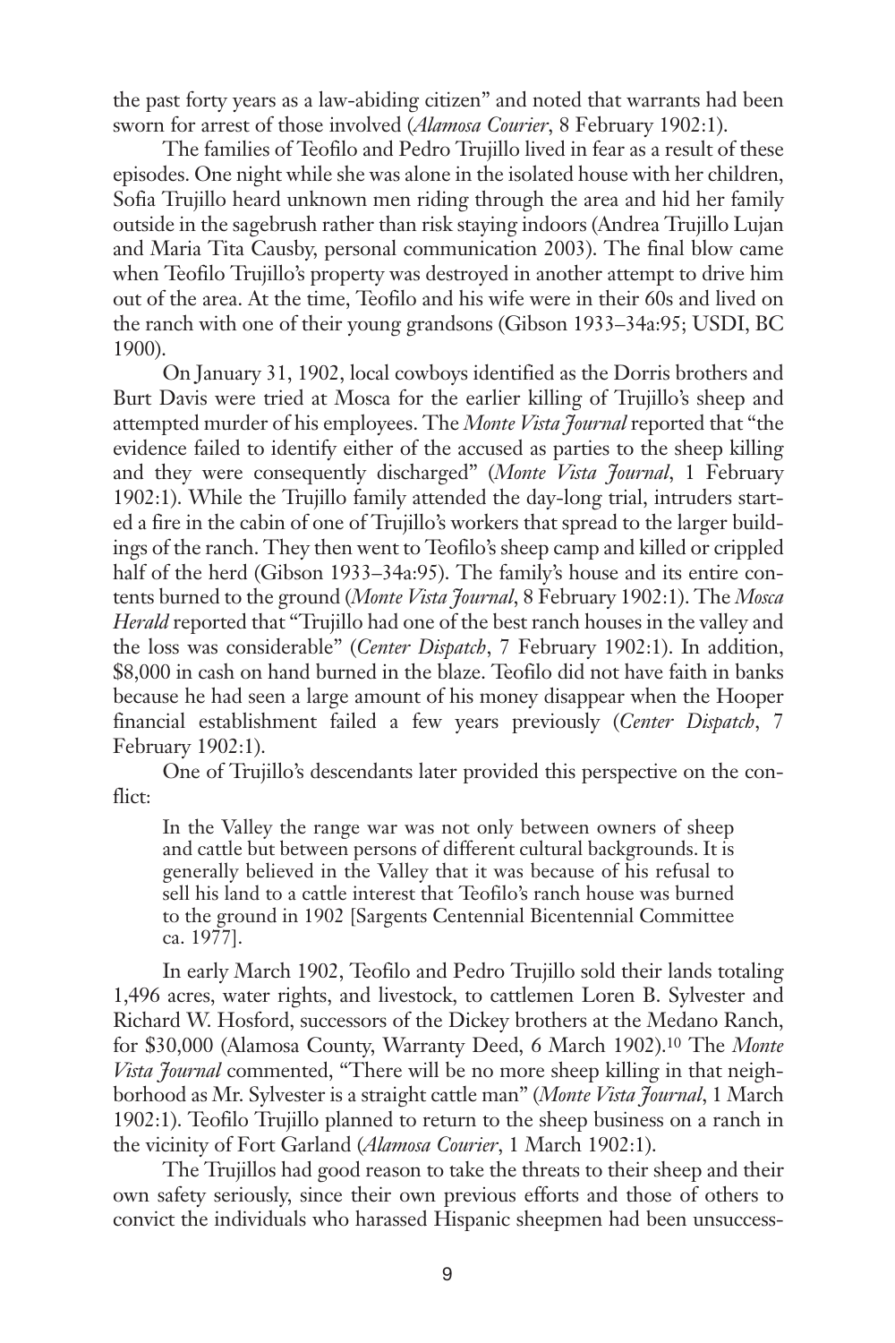the past forty years as a law-abiding citizen" and noted that warrants had been sworn for arrest of those involved (*Alamosa Courier*, 8 February 1902:1).

The families of Teofilo and Pedro Trujillo lived in fear as a result of these episodes. One night while she was alone in the isolated house with her children, Sofia Trujillo heard unknown men riding through the area and hid her family outside in the sagebrush rather than risk staying indoors (Andrea Trujillo Lujan and Maria Tita Causby, personal communication 2003). The final blow came when Teofilo Trujillo's property was destroyed in another attempt to drive him out of the area. At the time, Teofilo and his wife were in their 60s and lived on the ranch with one of their young grandsons (Gibson 1933–34a:95; USDI, BC 1900).

On January 31, 1902, local cowboys identified as the Dorris brothers and Burt Davis were tried at Mosca for the earlier killing of Trujillo's sheep and attempted murder of his employees. The *Monte Vista Journal* reported that "the evidence failed to identify either of the accused as parties to the sheep killing and they were consequently discharged" (*Monte Vista Journal*, 1 February 1902:1). While the Trujillo family attended the day-long trial, intruders started a fire in the cabin of one of Trujillo's workers that spread to the larger buildings of the ranch. They then went to Teofilo's sheep camp and killed or crippled half of the herd (Gibson 1933–34a:95). The family's house and its entire contents burned to the ground (*Monte Vista Journal*, 8 February 1902:1). The *Mosca Herald* reported that "Trujillo had one of the best ranch houses in the valley and the loss was considerable" (*Center Dispatch*, 7 February 1902:1). In addition, $8,000 in cash on hand burned in the blaze. Teofilo did not have faith in banks because he had seen a large amount of his money disappear when the Hooper financial establishment failed a few years previously (*Center Dispatch*, 7 February 1902:1).

One of Trujillo's descendants later provided this perspective on the conflict:

> In the Valley the range war was not only between owners of sheep and cattle but between persons of different cultural backgrounds. It is generally believed in the Valley that it was because of his refusal to sell his land to a cattle interest that Teofilo's ranch house was burned to the ground in 1902 [Sargents Centennial Bicentennial Committee ca. 1977].

In early March 1902, Teofilo and Pedro Trujillo sold their lands totaling 1,496 acres, water rights, and livestock, to cattlemen Loren B. Sylvester and Richard W. Hosford, successors of the Dickey brothers at the Medano Ranch, for $30,000 (Alamosa County, Warranty Deed, 6 March 1902).[10] The *Monte Vista Journal* commented, "There will be no more sheep killing in that neighborhood as Mr. Sylvester is a straight cattle man" (*Monte Vista Journal*, 1 March 1902:1). Teofilo Trujillo planned to return to the sheep business on a ranch in the vicinity of Fort Garland (*Alamosa Courier*, 1 March 1902:1).

The Trujillos had good reason to take the threats to their sheep and their own safety seriously, since their own previous efforts and those of others to convict the individuals who harassed Hispanic sheepmen had been unsuccess-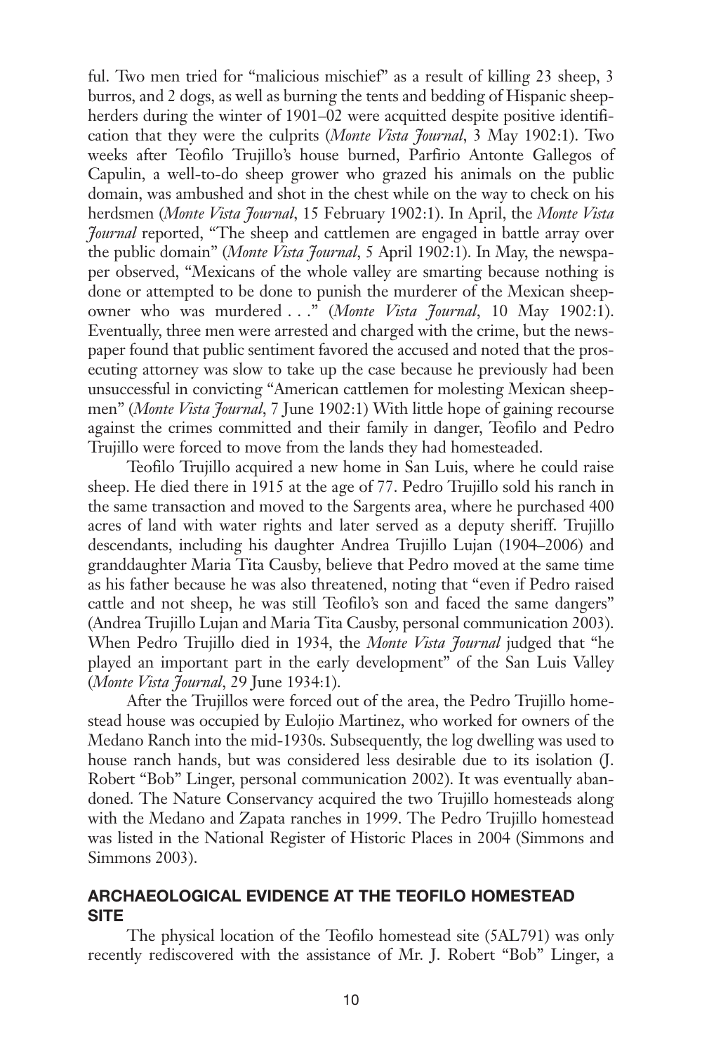ful. Two men tried for "malicious mischief" as a result of killing 23 sheep, 3 burros, and 2 dogs, as well as burning the tents and bedding of Hispanic sheepherders during the winter of 1901–02 were acquitted despite positive identification that they were the culprits (*Monte Vista Journal*, 3 May 1902:1). Two weeks after Teofilo Trujillo's house burned, Parfirio Antonte Gallegos of Capulin, a well-to-do sheep grower who grazed his animals on the public domain, was ambushed and shot in the chest while on the way to check on his herdsmen (*Monte Vista Journal*, 15 February 1902:1). In April, the *Monte Vista Journal* reported, "The sheep and cattlemen are engaged in battle array over the public domain" (*Monte Vista Journal*, 5 April 1902:1). In May, the newspaper observed, "Mexicans of the whole valley are smarting because nothing is done or attempted to be done to punish the murderer of the Mexican sheepowner who was murdered . . ." (*Monte Vista Journal*, 10 May 1902:1). Eventually, three men were arrested and charged with the crime, but the newspaper found that public sentiment favored the accused and noted that the prosecuting attorney was slow to take up the case because he previously had been unsuccessful in convicting "American cattlemen for molesting Mexican sheepmen" (*Monte Vista Journal*, 7 June 1902:1) With little hope of gaining recourse against the crimes committed and their family in danger, Teofilo and Pedro Trujillo were forced to move from the lands they had homesteaded.

Teofilo Trujillo acquired a new home in San Luis, where he could raise sheep. He died there in 1915 at the age of 77. Pedro Trujillo sold his ranch in the same transaction and moved to the Sargents area, where he purchased 400 acres of land with water rights and later served as a deputy sheriff. Trujillo descendants, including his daughter Andrea Trujillo Lujan (1904–2006) and granddaughter Maria Tita Causby, believe that Pedro moved at the same time as his father because he was also threatened, noting that "even if Pedro raised cattle and not sheep, he was still Teofilo's son and faced the same dangers" (Andrea Trujillo Lujan and Maria Tita Causby, personal communication 2003). When Pedro Trujillo died in 1934, the *Monte Vista Journal* judged that "he played an important part in the early development" of the San Luis Valley (*Monte Vista Journal*, 29 June 1934:1).

After the Trujillos were forced out of the area, the Pedro Trujillo homestead house was occupied by Eulojio Martinez, who worked for owners of the Medano Ranch into the mid-1930s. Subsequently, the log dwelling was used to house ranch hands, but was considered less desirable due to its isolation (J. Robert "Bob" Linger, personal communication 2002). It was eventually abandoned. The Nature Conservancy acquired the two Trujillo homesteads along with the Medano and Zapata ranches in 1999. The Pedro Trujillo homestead was listed in the National Register of Historic Places in 2004 (Simmons and Simmons 2003).

## ARCHAEOLOGICAL EVIDENCE AT THE TEOFILO HOMESTEAD SITE

The physical location of the Teofilo homestead site (5AL791) was only recently rediscovered with the assistance of Mr. J. Robert "Bob" Linger, a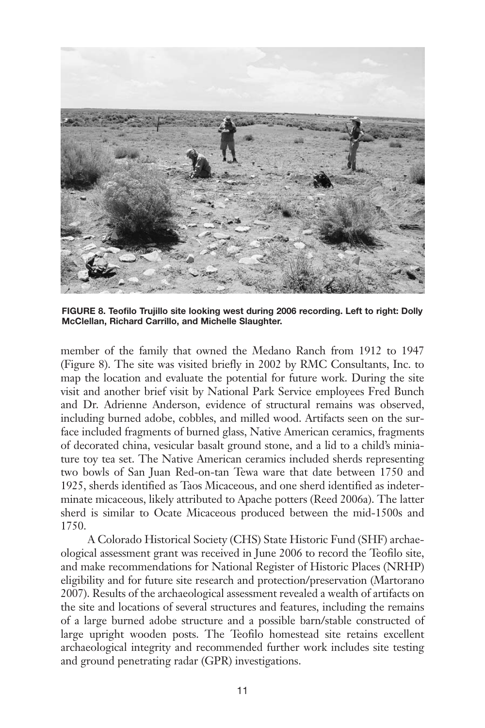**FIGURE 8. Teofilo Trujillo site looking west during 2006 recording. Left to right: Dolly McClellan, Richard Carrillo, and Michelle Slaughter.**

member of the family that owned the Medano Ranch from 1912 to 1947 (Figure 8). The site was visited briefly in 2002 by RMC Consultants, Inc. to map the location and evaluate the potential for future work. During the site visit and another brief visit by National Park Service employees Fred Bunch and Dr. Adrienne Anderson, evidence of structural remains was observed, including burned adobe, cobbles, and milled wood. Artifacts seen on the surface included fragments of burned glass, Native American ceramics, fragments of decorated china, vesicular basalt ground stone, and a lid to a child's miniature toy tea set. The Native American ceramics included sherds representing two bowls of San Juan Red-on-tan Tewa ware that date between 1750 and 1925, sherds identified as Taos Micaceous, and one sherd identified as indeterminate micaceous, likely attributed to Apache potters (Reed 2006a). The latter sherd is similar to Ocate Micaceous produced between the mid-1500s and 1750.

A Colorado Historical Society (CHS) State Historic Fund (SHF) archaeological assessment grant was received in June 2006 to record the Teofilo site, and make recommendations for National Register of Historic Places (NRHP) eligibility and for future site research and protection/preservation (Martorano 2007). Results of the archaeological assessment revealed a wealth of artifacts on the site and locations of several structures and features, including the remains of a large burned adobe structure and a possible barn/stable constructed of large upright wooden posts. The Teofilo homestead site retains excellent archaeological integrity and recommended further work includes site testing and ground penetrating radar (GPR) investigations.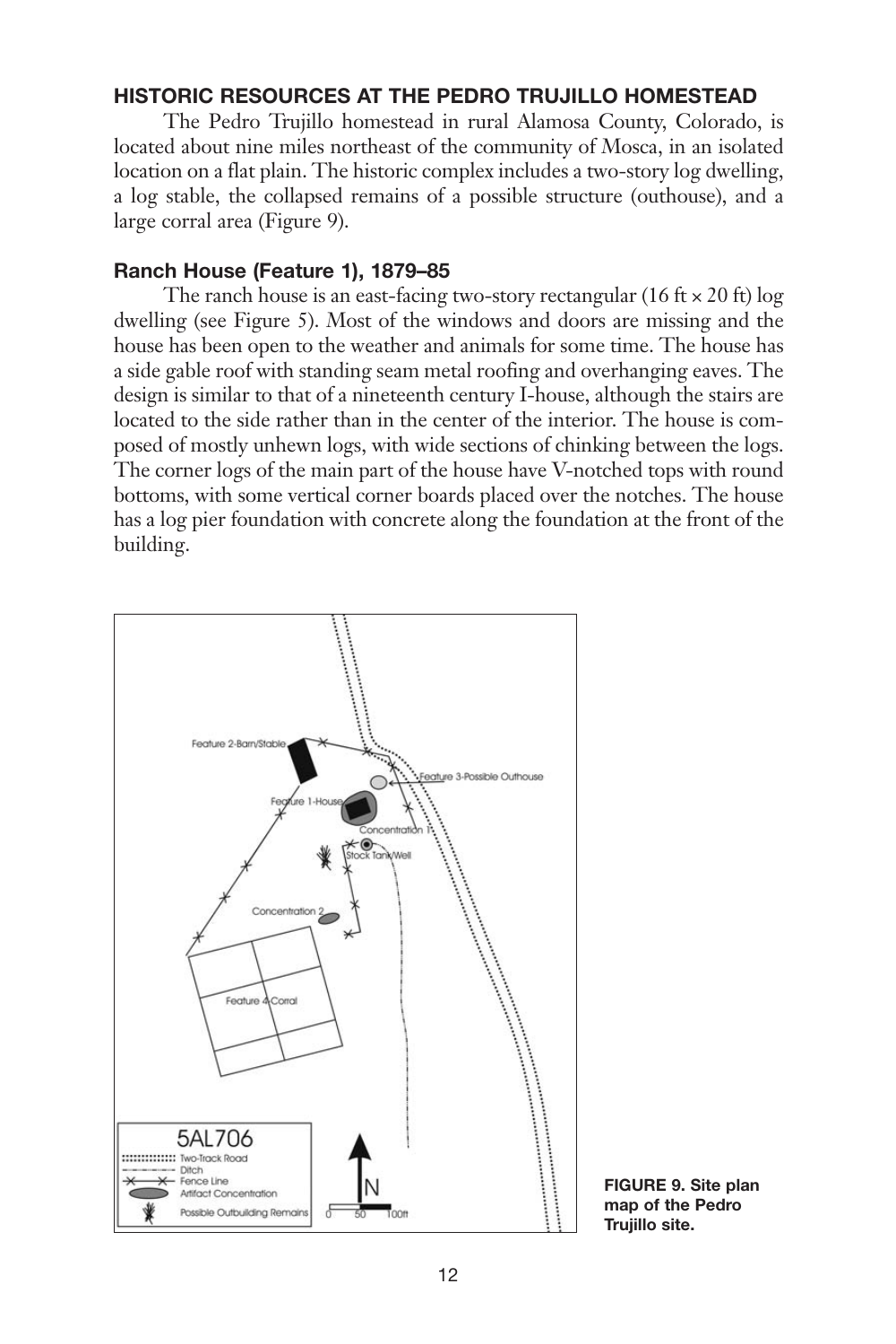## HISTORIC RESOURCES AT THE PEDRO TRUJILLO HOMESTEAD

The Pedro Trujillo homestead in rural Alamosa County, Colorado, is located about nine miles northeast of the community of Mosca, in an isolated location on a flat plain. The historic complex includes a two-story log dwelling, a log stable, the collapsed remains of a possible structure (outhouse), and a large corral area (Figure 9).

### Ranch House (Feature 1), 1879–85

The ranch house is an east-facing two-story rectangular (16 ft × 20 ft) log dwelling (see Figure 5). Most of the windows and doors are missing and the house has been open to the weather and animals for some time. The house has a side gable roof with standing seam metal roofing and overhanging eaves. The design is similar to that of a nineteenth century I-house, although the stairs are located to the side rather than in the center of the interior. The house is composed of mostly unhewn logs, with wide sections of chinking between the logs. The corner logs of the main part of the house have V-notched tops with round bottoms, with some vertical corner boards placed over the notches. The house has a log pier foundation with concrete along the foundation at the front of the building.

**FIGURE 9. Site plan map of the Pedro Trujillo site.**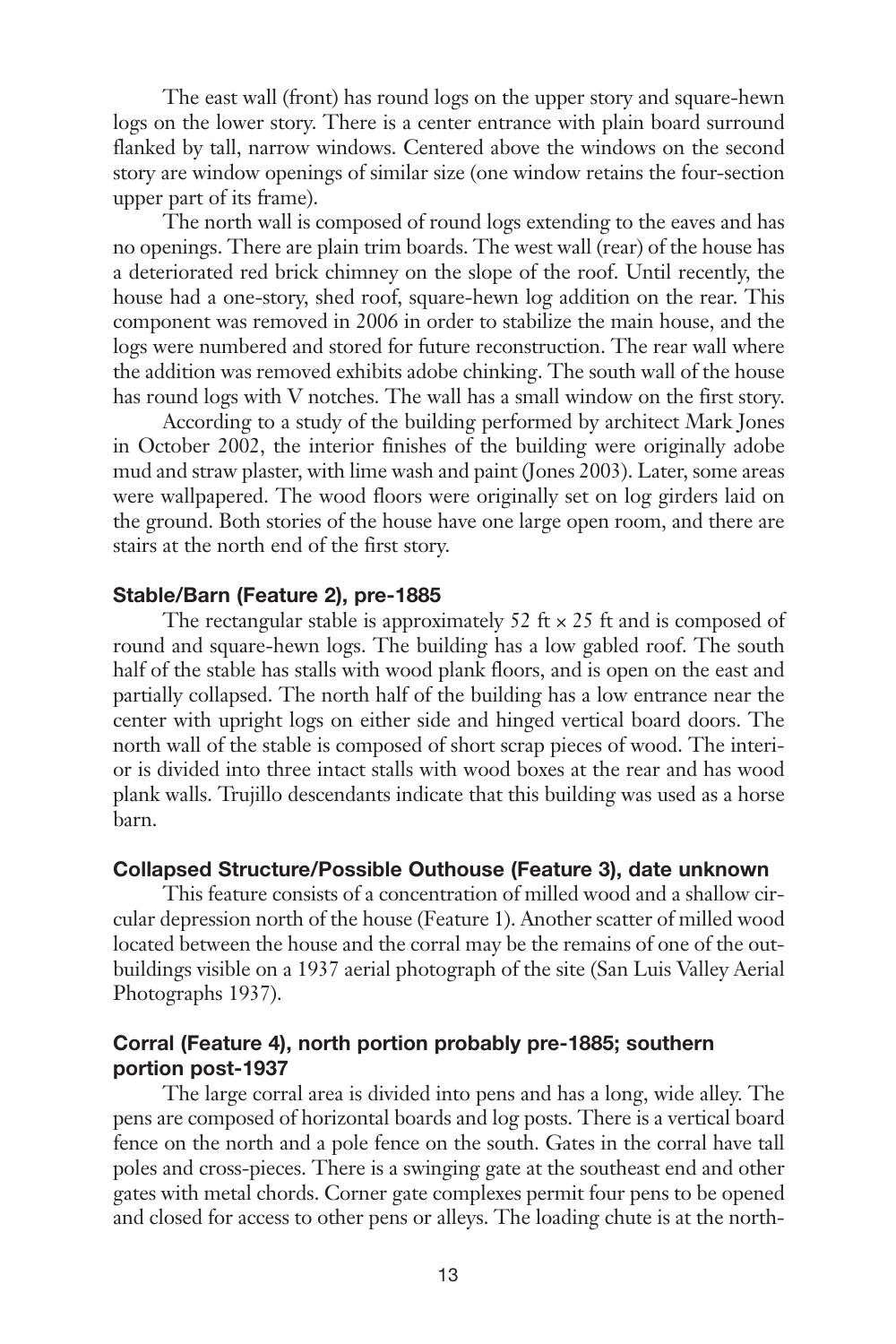The east wall (front) has round logs on the upper story and square-hewn logs on the lower story. There is a center entrance with plain board surround flanked by tall, narrow windows. Centered above the windows on the second story are window openings of similar size (one window retains the four-section upper part of its frame).

The north wall is composed of round logs extending to the eaves and has no openings. There are plain trim boards. The west wall (rear) of the house has a deteriorated red brick chimney on the slope of the roof. Until recently, the house had a one-story, shed roof, square-hewn log addition on the rear. This component was removed in 2006 in order to stabilize the main house, and the logs were numbered and stored for future reconstruction. The rear wall where the addition was removed exhibits adobe chinking. The south wall of the house has round logs with V notches. The wall has a small window on the first story.

According to a study of the building performed by architect Mark Jones in October 2002, the interior finishes of the building were originally adobe mud and straw plaster, with lime wash and paint (Jones 2003). Later, some areas were wallpapered. The wood floors were originally set on log girders laid on the ground. Both stories of the house have one large open room, and there are stairs at the north end of the first story.

#### Stable/Barn (Feature 2), pre-1885

The rectangular stable is approximately 52 ft × 25 ft and is composed of round and square-hewn logs. The building has a low gabled roof. The south half of the stable has stalls with wood plank floors, and is open on the east and partially collapsed. The north half of the building has a low entrance near the center with upright logs on either side and hinged vertical board doors. The north wall of the stable is composed of short scrap pieces of wood. The interior is divided into three intact stalls with wood boxes at the rear and has wood plank walls. Trujillo descendants indicate that this building was used as a horse barn.

#### Collapsed Structure/Possible Outhouse (Feature 3), date unknown

This feature consists of a concentration of milled wood and a shallow circular depression north of the house (Feature 1). Another scatter of milled wood located between the house and the corral may be the remains of one of the outbuildings visible on a 1937 aerial photograph of the site (San Luis Valley Aerial Photographs 1937).

#### Corral (Feature 4), north portion probably pre-1885; southern portion post-1937

The large corral area is divided into pens and has a long, wide alley. The pens are composed of horizontal boards and log posts. There is a vertical board fence on the north and a pole fence on the south. Gates in the corral have tall poles and cross-pieces. There is a swinging gate at the southeast end and other gates with metal chords. Corner gate complexes permit four pens to be opened and closed for access to other pens or alleys. The loading chute is at the north-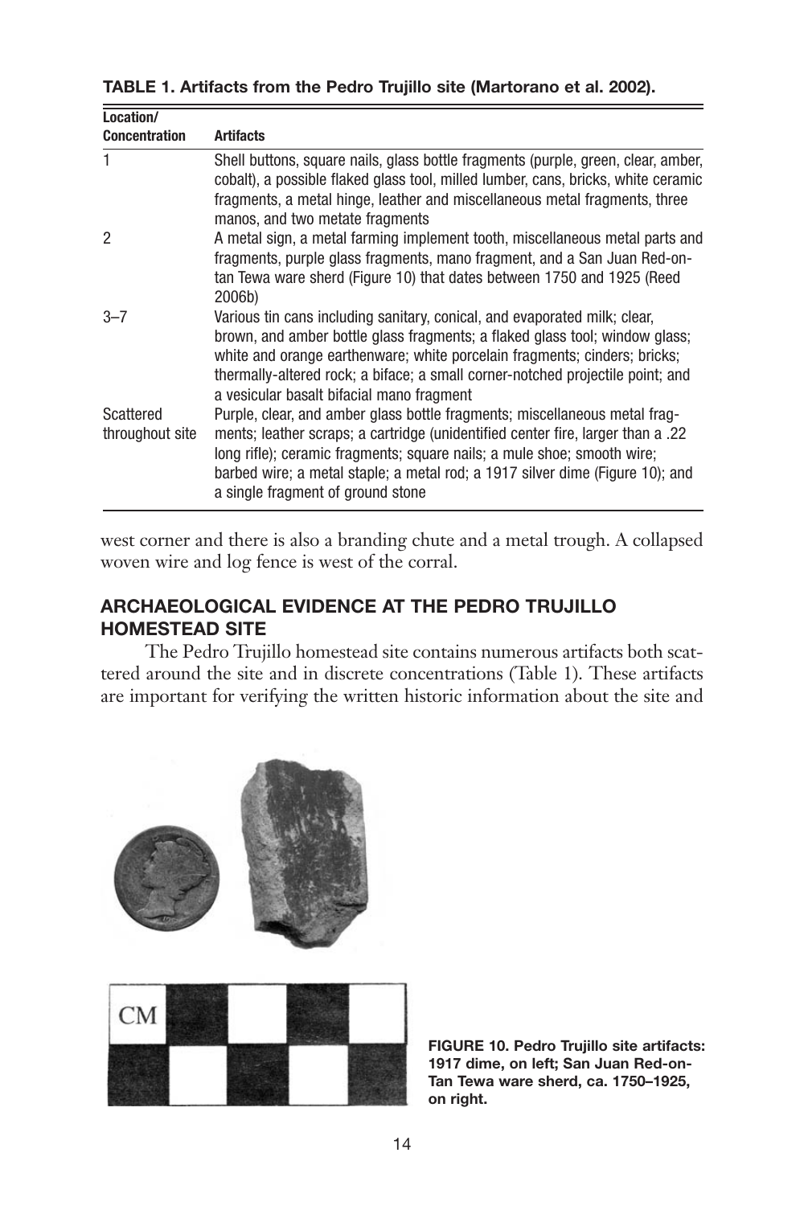**TABLE 1. Artifacts from the Pedro Trujillo site (Martorano et al. 2002).**

| Location/ Concentration | Artifacts |
|---|---|
| 1 | Shell buttons, square nails, glass bottle fragments (purple, green, clear, amber, cobalt), a possible flaked glass tool, milled lumber, cans, bricks, white ceramic fragments, a metal hinge, leather and miscellaneous metal fragments, three manos, and two metate fragments |
| 2 | A metal sign, a metal farming implement tooth, miscellaneous metal parts and fragments, purple glass fragments, mano fragment, and a San Juan Red-on-tan Tewa ware sherd (Figure 10) that dates between 1750 and 1925 (Reed 2006b) |
| 3–7 | Various tin cans including sanitary, conical, and evaporated milk; clear, brown, and amber bottle glass fragments; a flaked glass tool; window glass; white and orange earthenware; white porcelain fragments; cinders; bricks; thermally-altered rock; a biface; a small corner-notched projectile point; and a vesicular basalt bifacial mano fragment |
| Scattered throughout site | Purple, clear, and amber glass bottle fragments; miscellaneous metal fragments; leather scraps; a cartridge (unidentified center fire, larger than a .22 long rifle); ceramic fragments; square nails; a mule shoe; smooth wire; barbed wire; a metal staple; a metal rod; a 1917 silver dime (Figure 10); and a single fragment of ground stone |

west corner and there is also a branding chute and a metal trough. A collapsed woven wire and log fence is west of the corral.

## ARCHAEOLOGICAL EVIDENCE AT THE PEDRO TRUJILLO HOMESTEAD SITE

The Pedro Trujillo homestead site contains numerous artifacts both scattered around the site and in discrete concentrations (Table 1). These artifacts are important for verifying the written historic information about the site and

**FIGURE 10. Pedro Trujillo site artifacts: 1917 dime, on left; San Juan Red-on-Tan Tewa ware sherd, ca. 1750–1925, on right.**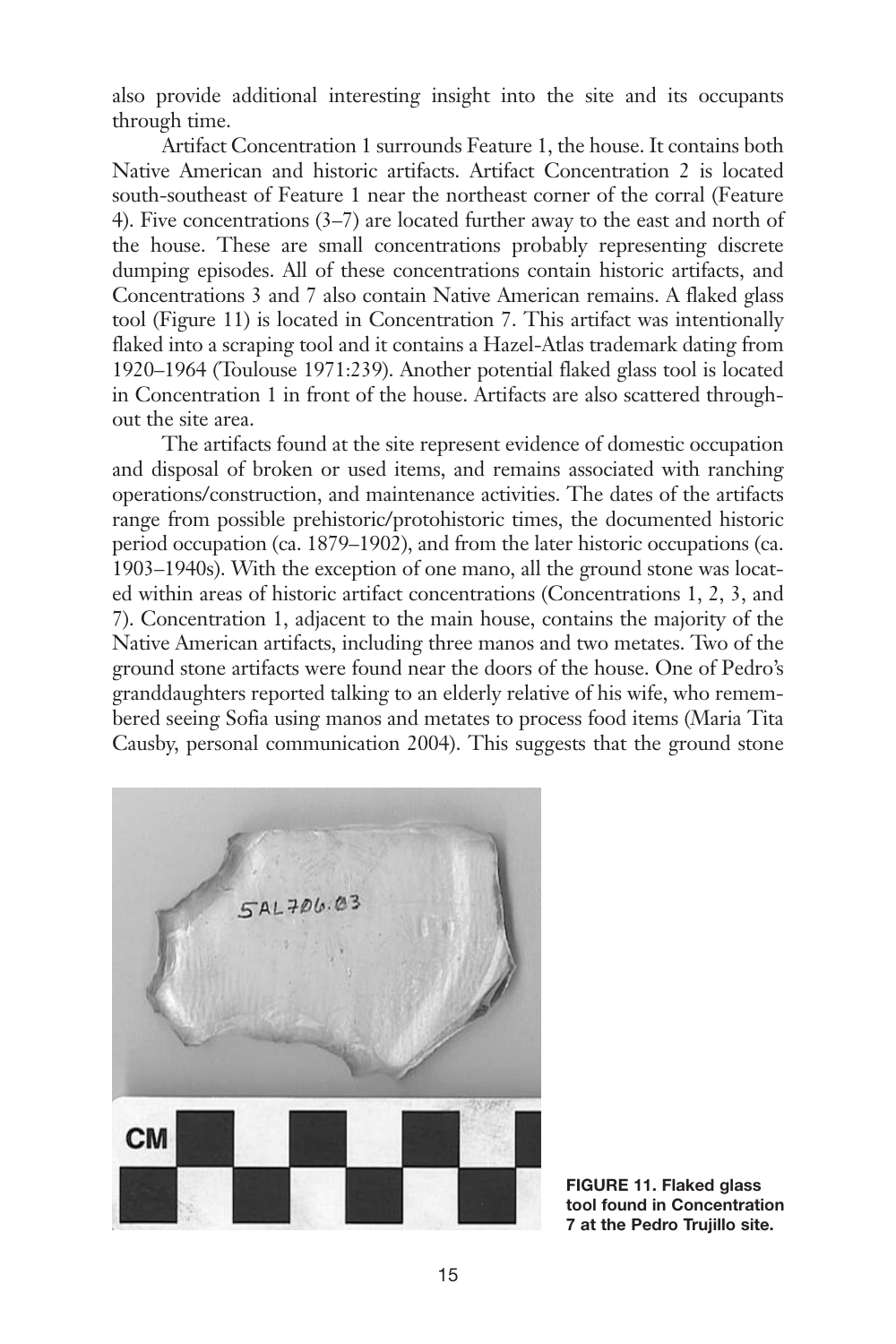also provide additional interesting insight into the site and its occupants through time.

Artifact Concentration 1 surrounds Feature 1, the house. It contains both Native American and historic artifacts. Artifact Concentration 2 is located south-southeast of Feature 1 near the northeast corner of the corral (Feature 4). Five concentrations (3–7) are located further away to the east and north of the house. These are small concentrations probably representing discrete dumping episodes. All of these concentrations contain historic artifacts, and Concentrations 3 and 7 also contain Native American remains. A flaked glass tool (Figure 11) is located in Concentration 7. This artifact was intentionally flaked into a scraping tool and it contains a Hazel-Atlas trademark dating from 1920–1964 (Toulouse 1971:239). Another potential flaked glass tool is located in Concentration 1 in front of the house. Artifacts are also scattered throughout the site area.

The artifacts found at the site represent evidence of domestic occupation and disposal of broken or used items, and remains associated with ranching operations/construction, and maintenance activities. The dates of the artifacts range from possible prehistoric/protohistoric times, the documented historic period occupation (ca. 1879–1902), and from the later historic occupations (ca. 1903–1940s). With the exception of one mano, all the ground stone was located within areas of historic artifact concentrations (Concentrations 1, 2, 3, and 7). Concentration 1, adjacent to the main house, contains the majority of the Native American artifacts, including three manos and two metates. Two of the ground stone artifacts were found near the doors of the house. One of Pedro's granddaughters reported talking to an elderly relative of his wife, who remembered seeing Sofia using manos and metates to process food items (Maria Tita Causby, personal communication 2004). This suggests that the ground stone

**FIGURE 11. Flaked glass tool found in Concentration 7 at the Pedro Trujillo site.**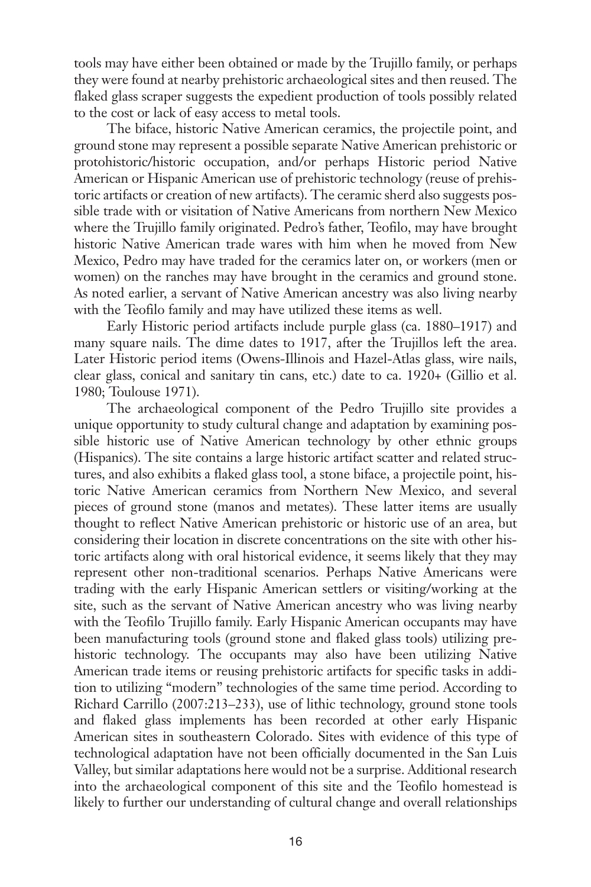tools may have either been obtained or made by the Trujillo family, or perhaps they were found at nearby prehistoric archaeological sites and then reused. The flaked glass scraper suggests the expedient production of tools possibly related to the cost or lack of easy access to metal tools.

The biface, historic Native American ceramics, the projectile point, and ground stone may represent a possible separate Native American prehistoric or protohistoric/historic occupation, and/or perhaps Historic period Native American or Hispanic American use of prehistoric technology (reuse of prehistoric artifacts or creation of new artifacts). The ceramic sherd also suggests possible trade with or visitation of Native Americans from northern New Mexico where the Trujillo family originated. Pedro's father, Teofilo, may have brought historic Native American trade wares with him when he moved from New Mexico, Pedro may have traded for the ceramics later on, or workers (men or women) on the ranches may have brought in the ceramics and ground stone. As noted earlier, a servant of Native American ancestry was also living nearby with the Teofilo family and may have utilized these items as well.

Early Historic period artifacts include purple glass (ca. 1880–1917) and many square nails. The dime dates to 1917, after the Trujillos left the area. Later Historic period items (Owens-Illinois and Hazel-Atlas glass, wire nails, clear glass, conical and sanitary tin cans, etc.) date to ca. 1920+ (Gillio et al. 1980; Toulouse 1971).

The archaeological component of the Pedro Trujillo site provides a unique opportunity to study cultural change and adaptation by examining possible historic use of Native American technology by other ethnic groups (Hispanics). The site contains a large historic artifact scatter and related structures, and also exhibits a flaked glass tool, a stone biface, a projectile point, historic Native American ceramics from Northern New Mexico, and several pieces of ground stone (manos and metates). These latter items are usually thought to reflect Native American prehistoric or historic use of an area, but considering their location in discrete concentrations on the site with other historic artifacts along with oral historical evidence, it seems likely that they may represent other non-traditional scenarios. Perhaps Native Americans were trading with the early Hispanic American settlers or visiting/working at the site, such as the servant of Native American ancestry who was living nearby with the Teofilo Trujillo family. Early Hispanic American occupants may have been manufacturing tools (ground stone and flaked glass tools) utilizing prehistoric technology. The occupants may also have been utilizing Native American trade items or reusing prehistoric artifacts for specific tasks in addition to utilizing "modern" technologies of the same time period. According to Richard Carrillo (2007:213–233), use of lithic technology, ground stone tools and flaked glass implements has been recorded at other early Hispanic American sites in southeastern Colorado. Sites with evidence of this type of technological adaptation have not been officially documented in the San Luis Valley, but similar adaptations here would not be a surprise. Additional research into the archaeological component of this site and the Teofilo homestead is likely to further our understanding of cultural change and overall relationships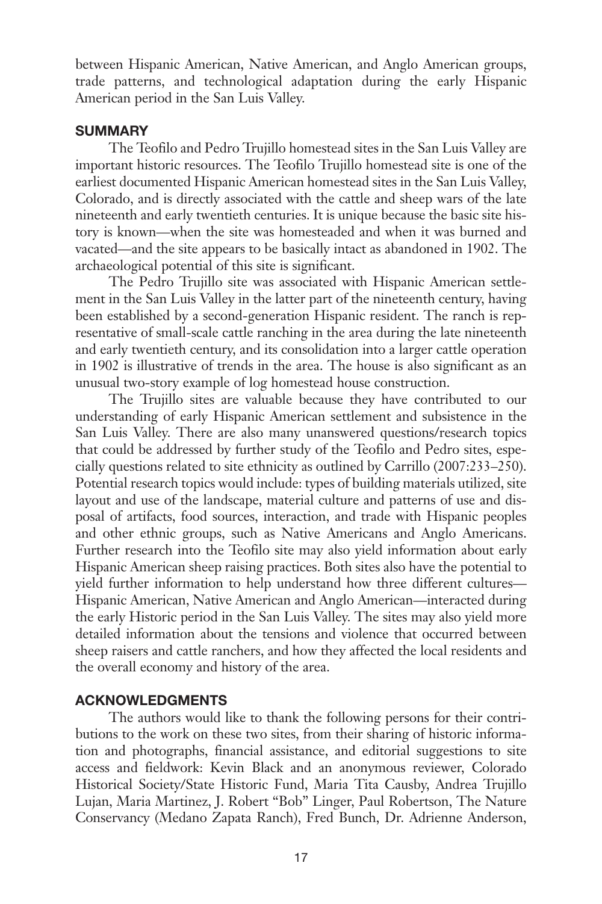between Hispanic American, Native American, and Anglo American groups, trade patterns, and technological adaptation during the early Hispanic American period in the San Luis Valley.

## SUMMARY

The Teofilo and Pedro Trujillo homestead sites in the San Luis Valley are important historic resources. The Teofilo Trujillo homestead site is one of the earliest documented Hispanic American homestead sites in the San Luis Valley, Colorado, and is directly associated with the cattle and sheep wars of the late nineteenth and early twentieth centuries. It is unique because the basic site history is known—when the site was homesteaded and when it was burned and vacated—and the site appears to be basically intact as abandoned in 1902. The archaeological potential of this site is significant.

The Pedro Trujillo site was associated with Hispanic American settlement in the San Luis Valley in the latter part of the nineteenth century, having been established by a second-generation Hispanic resident. The ranch is representative of small-scale cattle ranching in the area during the late nineteenth and early twentieth century, and its consolidation into a larger cattle operation in 1902 is illustrative of trends in the area. The house is also significant as an unusual two-story example of log homestead house construction.

The Trujillo sites are valuable because they have contributed to our understanding of early Hispanic American settlement and subsistence in the San Luis Valley. There are also many unanswered questions/research topics that could be addressed by further study of the Teofilo and Pedro sites, especially questions related to site ethnicity as outlined by Carrillo (2007:233–250). Potential research topics would include: types of building materials utilized, site layout and use of the landscape, material culture and patterns of use and disposal of artifacts, food sources, interaction, and trade with Hispanic peoples and other ethnic groups, such as Native Americans and Anglo Americans. Further research into the Teofilo site may also yield information about early Hispanic American sheep raising practices. Both sites also have the potential to yield further information to help understand how three different cultures—Hispanic American, Native American and Anglo American—interacted during the early Historic period in the San Luis Valley. The sites may also yield more detailed information about the tensions and violence that occurred between sheep raisers and cattle ranchers, and how they affected the local residents and the overall economy and history of the area.

## ACKNOWLEDGMENTS

The authors would like to thank the following persons for their contributions to the work on these two sites, from their sharing of historic information and photographs, financial assistance, and editorial suggestions to site access and fieldwork: Kevin Black and an anonymous reviewer, Colorado Historical Society/State Historic Fund, Maria Tita Causby, Andrea Trujillo Lujan, Maria Martinez, J. Robert "Bob" Linger, Paul Robertson, The Nature Conservancy (Medano Zapata Ranch), Fred Bunch, Dr. Adrienne Anderson,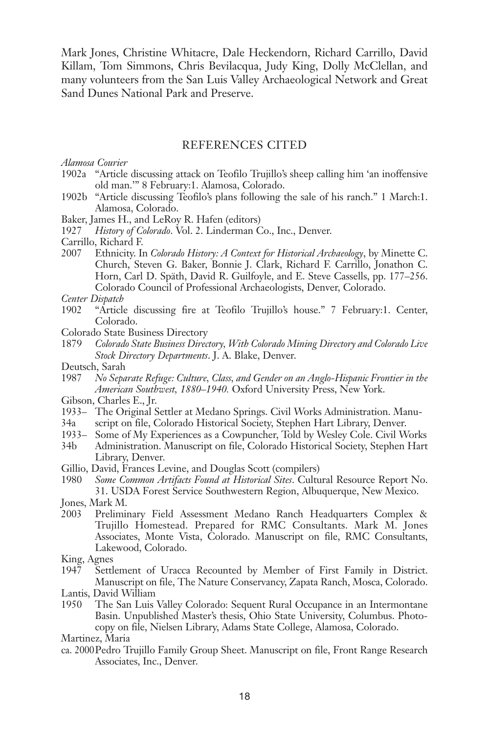Mark Jones, Christine Whitacre, Dale Heckendorn, Richard Carrillo, David Killam, Tom Simmons, Chris Bevilacqua, Judy King, Dolly McClellan, and many volunteers from the San Luis Valley Archaeological Network and Great Sand Dunes National Park and Preserve.

## REFERENCES CITED

*Alamosa Courier*

1902a "Article discussing attack on Teofilo Trujillo's sheep calling him 'an inoffensive old man.'" 8 February:1. Alamosa, Colorado.

1902b "Article discussing Teofilo's plans following the sale of his ranch." 1 March:1. Alamosa, Colorado.

Baker, James H., and LeRoy R. Hafen (editors)

1927 *History of Colorado*. Vol. 2. Linderman Co., Inc., Denver.

Carrillo, Richard F.

2007 Ethnicity. In *Colorado History: A Context for Historical Archaeology*, by Minette C. Church, Steven G. Baker, Bonnie J. Clark, Richard F. Carrillo, Jonathon C. Horn, Carl D. Späth, David R. Guilfoyle, and E. Steve Cassells, pp. 177–256. Colorado Council of Professional Archaeologists, Denver, Colorado.

*Center Dispatch*

1902 "Article discussing fire at Teofilo Trujillo's house." 7 February:1. Center, Colorado.

Colorado State Business Directory

1879 *Colorado State Business Directory, With Colorado Mining Directory and Colorado Live Stock Directory Departments*. J. A. Blake, Denver.

Deutsch, Sarah

1987 *No Separate Refuge: Culture, Class, and Gender on an Anglo-Hispanic Frontier in the American Southwest, 1880–1940.* Oxford University Press, New York.

Gibson, Charles E., Jr.

1933–34a The Original Settler at Medano Springs. Civil Works Administration. Manuscript on file, Colorado Historical Society, Stephen Hart Library, Denver.

1933–34b Some of My Experiences as a Cowpuncher, Told by Wesley Cole. Civil Works Administration. Manuscript on file, Colorado Historical Society, Stephen Hart Library, Denver.

Gillio, David, Frances Levine, and Douglas Scott (compilers)

1980 *Some Common Artifacts Found at Historical Sites*. Cultural Resource Report No. 31. USDA Forest Service Southwestern Region, Albuquerque, New Mexico.

Jones, Mark M.

2003 Preliminary Field Assessment Medano Ranch Headquarters Complex & Trujillo Homestead. Prepared for RMC Consultants. Mark M. Jones Associates, Monte Vista, Colorado. Manuscript on file, RMC Consultants, Lakewood, Colorado.

King, Agnes

1947 Settlement of Uracca Recounted by Member of First Family in District. Manuscript on file, The Nature Conservancy, Zapata Ranch, Mosca, Colorado.

Lantis, David William

1950 The San Luis Valley Colorado: Sequent Rural Occupance in an Intermontane Basin. Unpublished Master's thesis, Ohio State University, Columbus. Photocopy on file, Nielsen Library, Adams State College, Alamosa, Colorado.

Martinez, Maria

ca. 2000 Pedro Trujillo Family Group Sheet. Manuscript on file, Front Range Research Associates, Inc., Denver.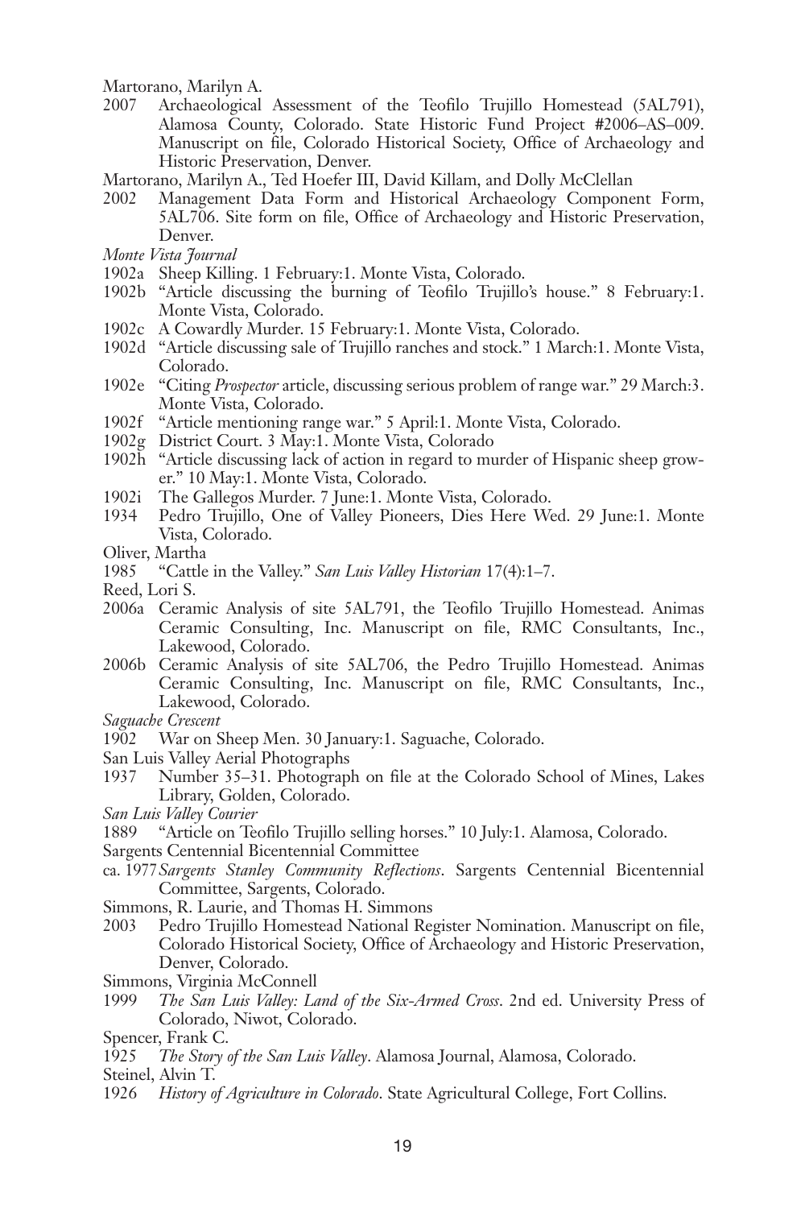Martorano, Marilyn A.

2007 Archaeological Assessment of the Teofilo Trujillo Homestead (5AL791), Alamosa County, Colorado. State Historic Fund Project #2006–AS–009. Manuscript on file, Colorado Historical Society, Office of Archaeology and Historic Preservation, Denver.

Martorano, Marilyn A., Ted Hoefer III, David Killam, and Dolly McClellan

2002 Management Data Form and Historical Archaeology Component Form, 5AL706. Site form on file, Office of Archaeology and Historic Preservation, Denver.

*Monte Vista Journal*

1902a Sheep Killing. 1 February:1. Monte Vista, Colorado.

1902b "Article discussing the burning of Teofilo Trujillo's house." 8 February:1. Monte Vista, Colorado.

1902c A Cowardly Murder. 15 February:1. Monte Vista, Colorado.

1902d "Article discussing sale of Trujillo ranches and stock." 1 March:1. Monte Vista, Colorado.

1902e "Citing *Prospector* article, discussing serious problem of range war." 29 March:3. Monte Vista, Colorado.

1902f "Article mentioning range war." 5 April:1. Monte Vista, Colorado.

1902g District Court. 3 May:1. Monte Vista, Colorado

1902h "Article discussing lack of action in regard to murder of Hispanic sheep grower." 10 May:1. Monte Vista, Colorado.

1902i The Gallegos Murder. 7 June:1. Monte Vista, Colorado.

1934 Pedro Trujillo, One of Valley Pioneers, Dies Here Wed. 29 June:1. Monte Vista, Colorado.

Oliver, Martha

1985 "Cattle in the Valley." *San Luis Valley Historian* 17(4):1–7.

Reed, Lori S.

2006a Ceramic Analysis of site 5AL791, the Teofilo Trujillo Homestead. Animas Ceramic Consulting, Inc. Manuscript on file, RMC Consultants, Inc., Lakewood, Colorado.

2006b Ceramic Analysis of site 5AL706, the Pedro Trujillo Homestead. Animas Ceramic Consulting, Inc. Manuscript on file, RMC Consultants, Inc., Lakewood, Colorado.

*Saguache Crescent*

1902 War on Sheep Men. 30 January:1. Saguache, Colorado.

San Luis Valley Aerial Photographs

1937 Number 35–31. Photograph on file at the Colorado School of Mines, Lakes Library, Golden, Colorado.

*San Luis Valley Courier*

1889 "Article on Teofilo Trujillo selling horses." 10 July:1. Alamosa, Colorado.

Sargents Centennial Bicentennial Committee

ca. 1977 *Sargents Stanley Community Reflections*. Sargents Centennial Bicentennial Committee, Sargents, Colorado.

Simmons, R. Laurie, and Thomas H. Simmons

2003 Pedro Trujillo Homestead National Register Nomination. Manuscript on file, Colorado Historical Society, Office of Archaeology and Historic Preservation, Denver, Colorado.

Simmons, Virginia McConnell

1999 *The San Luis Valley: Land of the Six-Armed Cross*. 2nd ed. University Press of Colorado, Niwot, Colorado.

Spencer, Frank C.

1925 *The Story of the San Luis Valley*. Alamosa Journal, Alamosa, Colorado.

Steinel, Alvin T.

1926 *History of Agriculture in Colorado*. State Agricultural College, Fort Collins.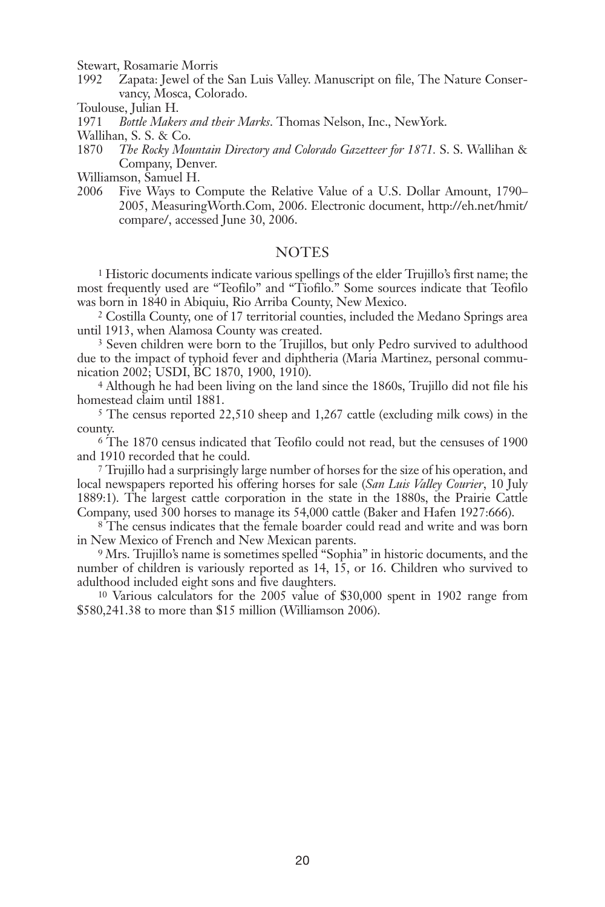Stewart, Rosamarie Morris

1992 Zapata: Jewel of the San Luis Valley. Manuscript on file, The Nature Conservancy, Mosca, Colorado.

Toulouse, Julian H.

1971 *Bottle Makers and their Marks*. Thomas Nelson, Inc., NewYork.

Wallihan, S. S. & Co.

1870 *The Rocky Mountain Directory and Colorado Gazetteer for 1871.* S. S. Wallihan & Company, Denver.

Williamson, Samuel H.

2006 Five Ways to Compute the Relative Value of a U.S. Dollar Amount, 1790–2005, MeasuringWorth.Com, 2006. Electronic document, http://eh.net/hmit/compare/, accessed June 30, 2006.

## NOTES

[1] Historic documents indicate various spellings of the elder Trujillo's first name; the most frequently used are "Teofilo" and "Tiofilo." Some sources indicate that Teofilo was born in 1840 in Abiquiu, Rio Arriba County, New Mexico.

[2] Costilla County, one of 17 territorial counties, included the Medano Springs area until 1913, when Alamosa County was created.

[3] Seven children were born to the Trujillos, but only Pedro survived to adulthood due to the impact of typhoid fever and diphtheria (Maria Martinez, personal communication 2002; USDI, BC 1870, 1900, 1910).

[4] Although he had been living on the land since the 1860s, Trujillo did not file his homestead claim until 1881.

[5] The census reported 22,510 sheep and 1,267 cattle (excluding milk cows) in the county.

[6] The 1870 census indicated that Teofilo could not read, but the censuses of 1900 and 1910 recorded that he could.

[7] Trujillo had a surprisingly large number of horses for the size of his operation, and local newspapers reported his offering horses for sale (*San Luis Valley Courier*, 10 July 1889:1). The largest cattle corporation in the state in the 1880s, the Prairie Cattle Company, used 300 horses to manage its 54,000 cattle (Baker and Hafen 1927:666).

[8] The census indicates that the female boarder could read and write and was born in New Mexico of French and New Mexican parents.

[9] Mrs. Trujillo's name is sometimes spelled "Sophia" in historic documents, and the number of children is variously reported as 14, 15, or 16. Children who survived to adulthood included eight sons and five daughters.

[10] Various calculators for the 2005 value of $30,000 spent in 1902 range from $580,241.38 to more than $15 million (Williamson 2006).